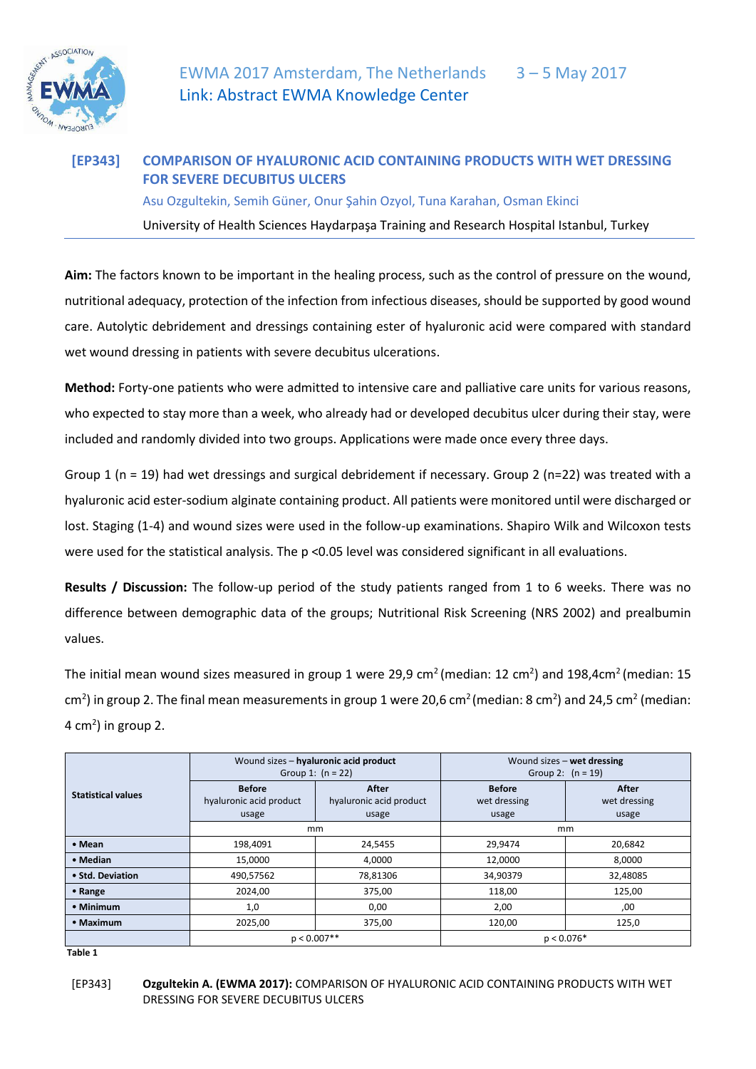EWMA 2017 Amsterdam, The Netherlands 3 – 5 May 2017
Link: Abstract EWMA Knowledge Center

## [EP343] COMPARISON OF HYALURONIC ACID CONTAINING PRODUCTS WITH WET DRESSING FOR SEVERE DECUBITUS ULCERS

Asu Ozgultekin, Semih Güner, Onur Şahin Ozyol, Tuna Karahan, Osman Ekinci

University of Health Sciences Haydarpaşa Training and Research Hospital Istanbul, Turkey

**Aim:** The factors known to be important in the healing process, such as the control of pressure on the wound, nutritional adequacy, protection of the infection from infectious diseases, should be supported by good wound care. Autolytic debridement and dressings containing ester of hyaluronic acid were compared with standard wet wound dressing in patients with severe decubitus ulcerations.

**Method:** Forty-one patients who were admitted to intensive care and palliative care units for various reasons, who expected to stay more than a week, who already had or developed decubitus ulcer during their stay, were included and randomly divided into two groups. Applications were made once every three days.

Group 1 (n = 19) had wet dressings and surgical debridement if necessary. Group 2 (n=22) was treated with a hyaluronic acid ester-sodium alginate containing product. All patients were monitored until were discharged or lost. Staging (1-4) and wound sizes were used in the follow-up examinations. Shapiro Wilk and Wilcoxon tests were used for the statistical analysis. The p <0.05 level was considered significant in all evaluations.

**Results / Discussion:** The follow-up period of the study patients ranged from 1 to 6 weeks. There was no difference between demographic data of the groups; Nutritional Risk Screening (NRS 2002) and prealbumin values.

The initial mean wound sizes measured in group 1 were 29,9 cm$^2$ (median: 12 cm$^2$) and 198,4cm$^2$ (median: 15 cm$^2$) in group 2. The final mean measurements in group 1 were 20,6 cm$^2$ (median: 8 cm$^2$) and 24,5 cm$^2$ (median: 4 cm$^2$) in group 2.

| Statistical values | Wound sizes – **hyaluronic acid product** Group 1: (n = 22) | | Wound sizes – **wet dressing** Group 2: (n = 19) | |
|---|---|---|---|---|
| | **Before** hyaluronic acid product usage | **After** hyaluronic acid product usage | **Before** wet dressing usage | **After** wet dressing usage |
| | mm | | mm | |
| • **Mean** | 198,4091 | 24,5455 | 29,9474 | 20,6842 |
| • **Median** | 15,0000 | 4,0000 | 12,0000 | 8,0000 |
| • **Std. Deviation** | 490,57562 | 78,81306 | 34,90379 | 32,48085 |
| • **Range** | 2024,00 | 375,00 | 118,00 | 125,00 |
| • **Minimum** | 1,0 | 0,00 | 2,00 | ,00 |
| • **Maximum** | 2025,00 | 375,00 | 120,00 | 125,0 |
| | p < 0.007** | | p < 0.076* | |

**Table 1**

[EP343] **Ozgultekin A. (EWMA 2017):** COMPARISON OF HYALURONIC ACID CONTAINING PRODUCTS WITH WET DRESSING FOR SEVERE DECUBITUS ULCERS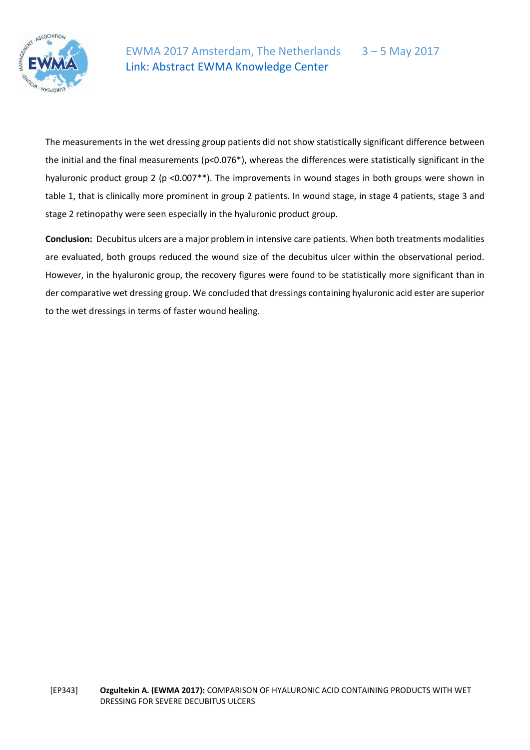The measurements in the wet dressing group patients did not show statistically significant difference between the initial and the final measurements ($p<0.076$*), whereas the differences were statistically significant in the hyaluronic product group 2 ($p <0.007$**). The improvements in wound stages in both groups were shown in table 1, that is clinically more prominent in group 2 patients. In wound stage, in stage 4 patients, stage 3 and stage 2 retinopathy were seen especially in the hyaluronic product group.

**Conclusion:** Decubitus ulcers are a major problem in intensive care patients. When both treatments modalities are evaluated, both groups reduced the wound size of the decubitus ulcer within the observational period. However, in the hyaluronic group, the recovery figures were found to be statistically more significant than in der comparative wet dressing group. We concluded that dressings containing hyaluronic acid ester are superior to the wet dressings in terms of faster wound healing.